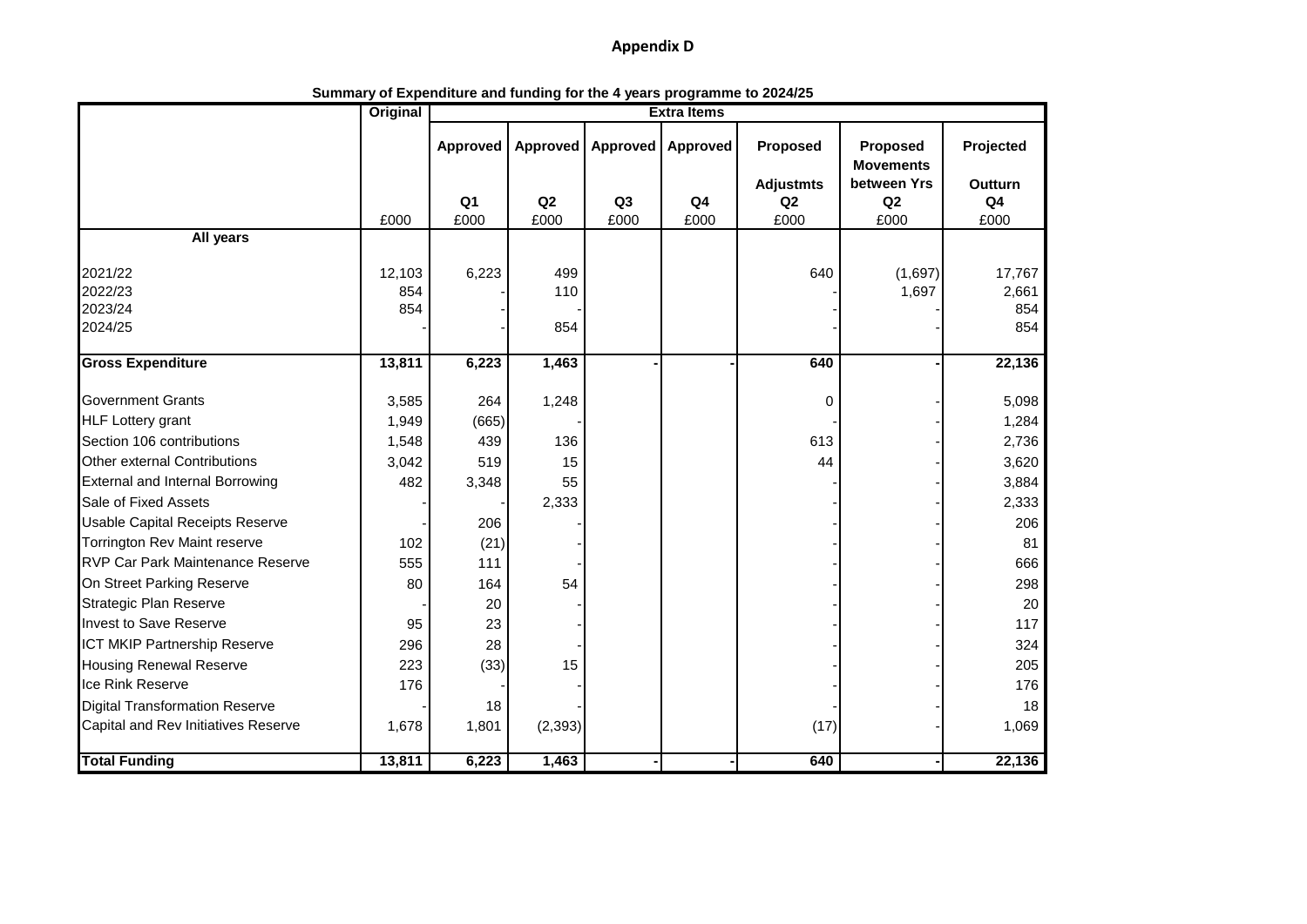# Appendix D

**Summary of Expenditure and funding for the 4 years programme to 2024/25**

| | Original | Extra Items | | | | | | |
|---|---|---|---|---|---|---|---|---|
| | | Approved | Approved | Approved | Approved | Proposed | Proposed Movements | Projected |
| | | | | | | Adjustmts | between Yrs | Outturn |
| | | Q1 | Q2 | Q3 | Q4 | Q2 | Q2 | Q4 |
| | £000 | £000 | £000 | £000 | £000 | £000 | £000 | £000 |
| **All years** | | | | | | | | |
| 2021/22 | 12,103 | 6,223 | 499 | | | 640 | (1,697) | 17,767 |
| 2022/23 | 854 | - | 110 | | | - | 1,697 | 2,661 |
| 2023/24 | 854 | - | - | | | - | - | 854 |
| 2024/25 | - | - | 854 | | | - | - | 854 |
| **Gross Expenditure** | **13,811** | **6,223** | **1,463** | **-** | **-** | **640** | **-** | **22,136** |
| Government Grants | 3,585 | 264 | 1,248 | | | 0 | - | 5,098 |
| HLF Lottery grant | 1,949 | (665) | - | | | - | - | 1,284 |
| Section 106 contributions | 1,548 | 439 | 136 | | | 613 | - | 2,736 |
| Other external Contributions | 3,042 | 519 | 15 | | | 44 | - | 3,620 |
| External and Internal Borrowing | 482 | 3,348 | 55 | | | - | - | 3,884 |
| Sale of Fixed Assets | - | - | 2,333 | | | - | - | 2,333 |
| Usable Capital Receipts Reserve | - | 206 | - | | | - | - | 206 |
| Torrington Rev Maint reserve | 102 | (21) | - | | | - | - | 81 |
| RVP Car Park Maintenance Reserve | 555 | 111 | - | | | - | - | 666 |
| On Street Parking Reserve | 80 | 164 | 54 | | | - | - | 298 |
| Strategic Plan Reserve | - | 20 | - | | | - | - | 20 |
| Invest to Save Reserve | 95 | 23 | - | | | - | - | 117 |
| ICT MKIP Partnership Reserve | 296 | 28 | - | | | - | - | 324 |
| Housing Renewal Reserve | 223 | (33) | 15 | | | - | - | 205 |
| Ice Rink Reserve | 176 | - | - | | | - | - | 176 |
| Digital Transformation Reserve | - | 18 | - | | | - | - | 18 |
| Capital and Rev Initiatives Reserve | 1,678 | 1,801 | (2,393) | | | (17) | - | 1,069 |
| **Total Funding** | **13,811** | **6,223** | **1,463** | **-** | **-** | **640** | **-** | **22,136** |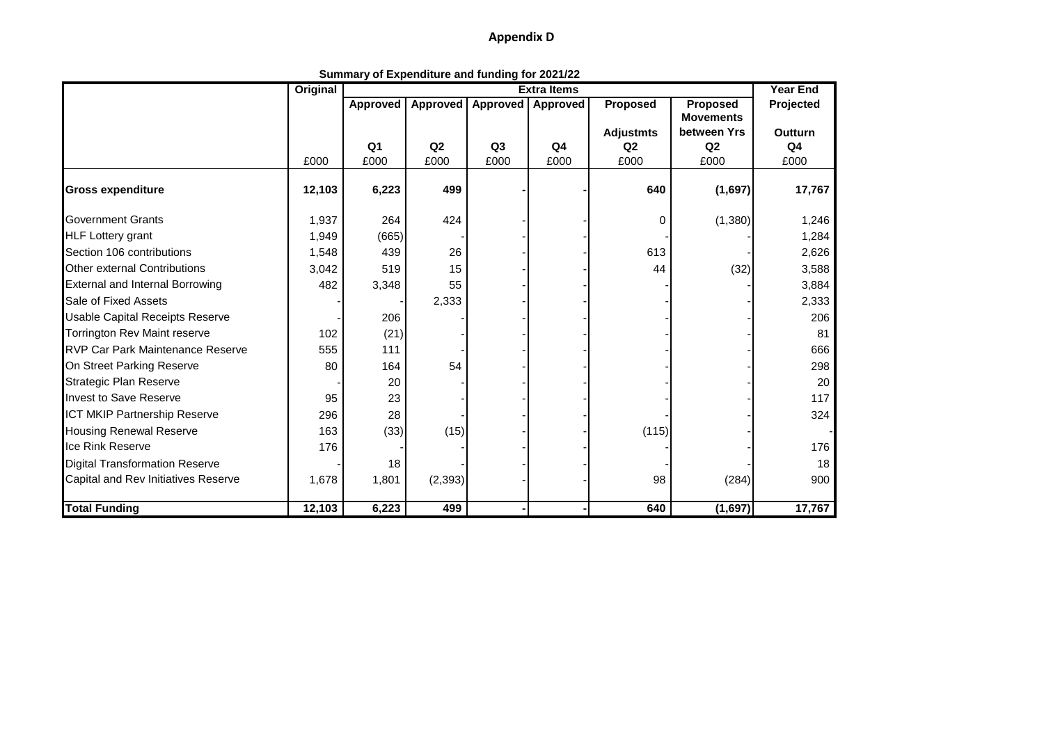## Appendix D

**Summary of Expenditure and funding for 2021/22**

| | Original | Extra Items | | | | | | Year End |
|---|---|---|---|---|---|---|---|---|
| | | Approved | Approved | Approved | Approved | Proposed | Proposed Movements | Projected |
| | | | | | | Adjustmts | between Yrs | Outturn |
| | | Q1 | Q2 | Q3 | Q4 | Q2 | Q2 | Q4 |
| | £000 | £000 | £000 | £000 | £000 | £000 | £000 | £000 |
| **Gross expenditure** | **12,103** | **6,223** | **499** | **-** | **-** | **640** | **(1,697)** | **17,767** |
| Government Grants | 1,937 | 264 | 424 | - | - | 0 | (1,380) | 1,246 |
| HLF Lottery grant | 1,949 | (665) | - | - | - | - | - | 1,284 |
| Section 106 contributions | 1,548 | 439 | 26 | - | - | 613 | - | 2,626 |
| Other external Contributions | 3,042 | 519 | 15 | - | - | 44 | (32) | 3,588 |
| External and Internal Borrowing | 482 | 3,348 | 55 | - | - | - | - | 3,884 |
| Sale of Fixed Assets | - | - | 2,333 | - | - | - | - | 2,333 |
| Usable Capital Receipts Reserve | - | 206 | - | - | - | - | - | 206 |
| Torrington Rev Maint reserve | 102 | (21) | - | - | - | - | - | 81 |
| RVP Car Park Maintenance Reserve | 555 | 111 | - | - | - | - | - | 666 |
| On Street Parking Reserve | 80 | 164 | 54 | - | - | - | - | 298 |
| Strategic Plan Reserve | - | 20 | - | - | - | - | - | 20 |
| Invest to Save Reserve | 95 | 23 | - | - | - | - | - | 117 |
| ICT MKIP Partnership Reserve | 296 | 28 | - | - | - | - | - | 324 |
| Housing Renewal Reserve | 163 | (33) | (15) | - | - | (115) | - | - |
| Ice Rink Reserve | 176 | - | - | - | - | - | - | 176 |
| Digital Transformation Reserve | - | 18 | - | - | - | - | - | 18 |
| Capital and Rev Initiatives Reserve | 1,678 | 1,801 | (2,393) | - | - | 98 | (284) | 900 |
| **Total Funding** | **12,103** | **6,223** | **499** | **-** | **-** | **640** | **(1,697)** | **17,767** |